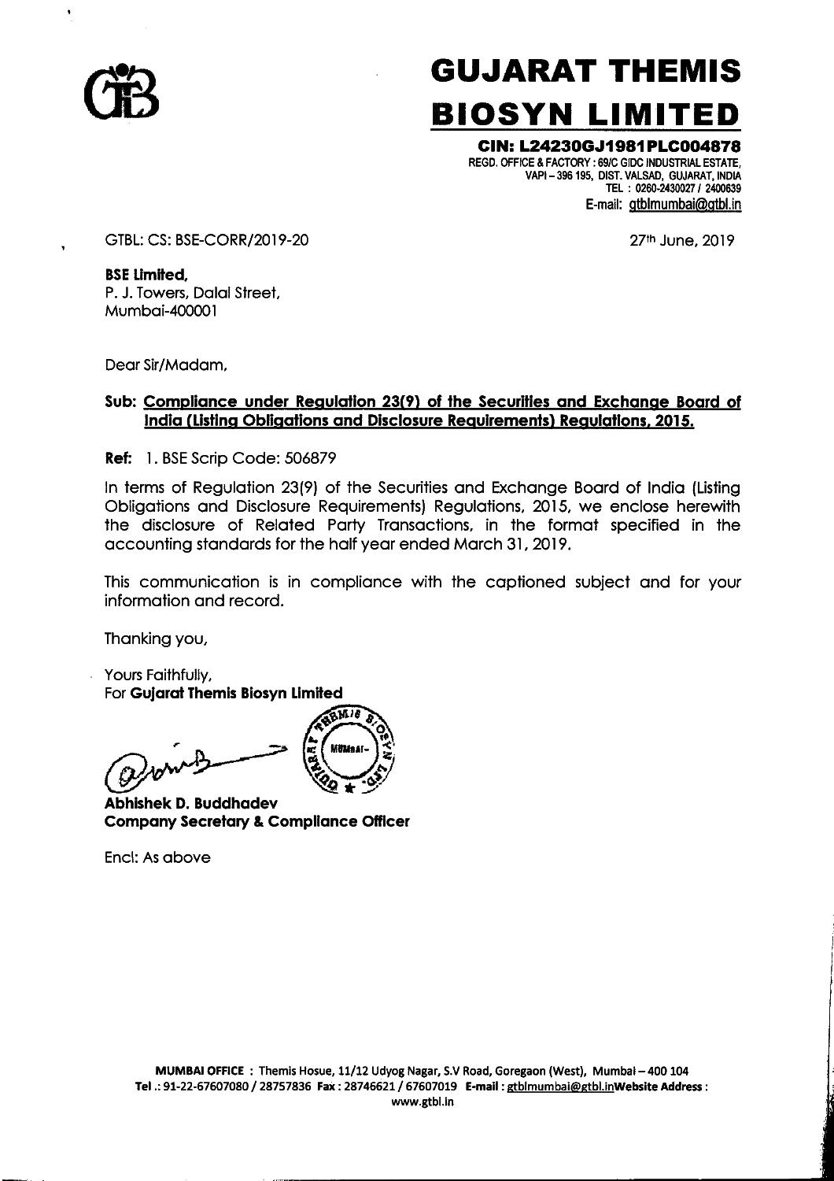# GUJARAT THEMIS BIOSYN LIMITED

**CIN: L24230GJ1981PLC004878**
REGD. OFFICE & FACTORY : 69/C GIDC INDUSTRIAL ESTATE, VAPI – 396 195, DIST. VALSAD, GUJARAT, INDIA
TEL : 0260-2430027 / 2400639
E-mail: gtblmumbai@gtbl.in

GTBL: CS: BSE-CORR/2019-20

27th June, 2019

**BSE Limited,**
P. J. Towers, Dalal Street,
Mumbai-400001

Dear Sir/Madam,

**Sub: Compliance under Regulation 23(9) of the Securities and Exchange Board of India (Listing Obligations and Disclosure Requirements) Regulations, 2015.**

**Ref:** 1. BSE Scrip Code: 506879

In terms of Regulation 23(9) of the Securities and Exchange Board of India (Listing Obligations and Disclosure Requirements) Regulations, 2015, we enclose herewith the disclosure of Related Party Transactions, in the format specified in the accounting standards for the half year ended March 31, 2019.

This communication is in compliance with the captioned subject and for your information and record.

Thanking you,

Yours Faithfully,
For **Gujarat Themis Biosyn Limited**

**Abhishek D. Buddhadev**
**Company Secretary & Compliance Officer**

Encl: As above

**MUMBAI OFFICE** : Themis Hosue, 11/12 Udyog Nagar, S.V Road, Goregaon (West), Mumbai – 400 104
**Tel**.: 91-22-67607080 / 28757836 **Fax** : 28746621 / 67607019 **E-mail** : gtblmumbai@gtbl.in **Website Address** : www.gtbl.in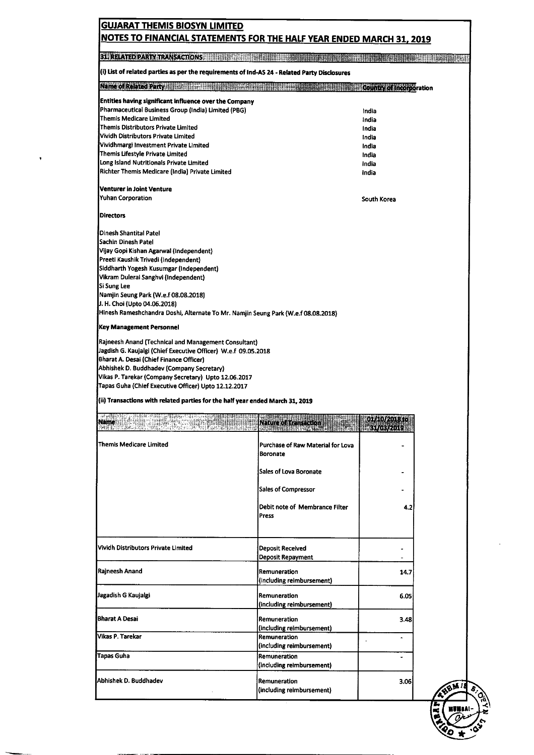# GUJARAT THEMIS BIOSYN LIMITED

## NOTES TO FINANCIAL STATEMENTS FOR THE HALF YEAR ENDED MARCH 31, 2019

### 31. RELATED PARTY TRANSACTIONS

**(i) List of related parties as per the requirements of Ind-AS 24 - Related Party Disclosures**

| Name of Related Party | Country of Incorporation |
|---|---|
| **Entities having significant influence over the Company** | |
| Pharmaceutical Business Group (India) Limited (PBG) | India |
| Themis Medicare Limited | India |
| Themis Distributors Private Limited | India |
| Vividh Distributors Private Limited | India |
| Vividhmargi Investment Private Limited | India |
| Themis Lifestyle Private Limited | India |
| Long Island Nutritionals Private Limited | India |
| Richter Themis Medicare (India) Private Limited | India |
| **Venturer in Joint Venture** | |
| Yuhan Corporation | South Korea |

**Directors**

Dinesh Shantilal Patel
Sachin Dinesh Patel
Vijay Gopi Kishan Agarwal (Independent)
Preeti Kaushik Trivedi (Independent)
Siddharth Yogesh Kusumgar (Independent)
Vikram Dulerai Sanghvi (Independent)
Si Sung Lee
Namjin Seung Park (W.e.f 08.08.2018)
J. H. Choi (Upto 04.06.2018)
Hinesh Rameshchandra Doshi, Alternate To Mr. Namjin Seung Park (W.e.f 08.08.2018)

**Key Management Personnel**

Rajneesh Anand (Technical and Management Consultant)
Jagdish G. Kaujalgi (Chief Executive Officer) W.e.f 09.05.2018
Bharat A. Desai (Chief Finance Officer)
Abhishek D. Buddhadev (Company Secretary)
Vikas P. Tarekar (Company Secretary) Upto 12.06.2017
Tapas Guha (Chief Executive Officer) Upto 12.12.2017

**(ii) Transactions with related parties for the half year ended March 31, 2019**

| Name | Nature of Transaction | 01/10/2018 to 31/03/2019 |
|---|---|---|
| Themis Medicare Limited | Purchase of Raw Material for Lova Boronate | - |
| | Sales of Lova Boronate | - |
| | Sales of Compressor | - |
| | Debit note of Membrance Filter Press | 4.2 |
| Vividh Distributors Private Limited | Deposit Received | - |
| | Deposit Repayment | - |
| Rajneesh Anand | Remuneration (including reimbursement) | 14.7 |
| Jagadish G Kaujalgi | Remuneration (including reimbursement) | 6.05 |
| Bharat A Desai | Remuneration (including reimbursement) | 3.48 |
| Vikas P. Tarekar | Remuneration (including reimbursement) | - |
| Tapas Guha | Remuneration (including reimbursement) | - |
| Abhishek D. Buddhadev | Remuneration (including reimbursement) | 3.06 |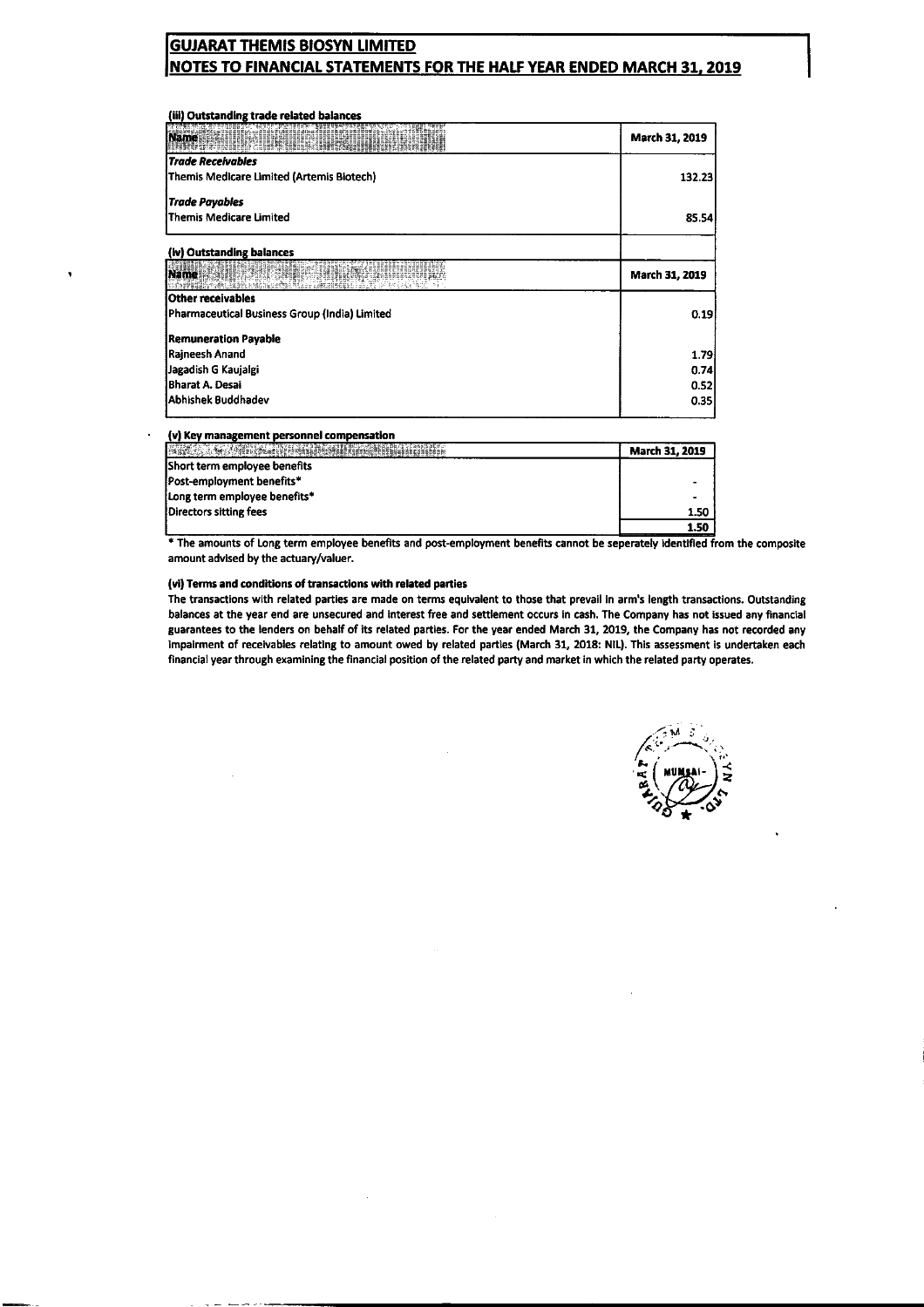# GUJARAT THEMIS BIOSYN LIMITED
## NOTES TO FINANCIAL STATEMENTS FOR THE HALF YEAR ENDED MARCH 31, 2019

**(iii) Outstanding trade related balances**

| Name | March 31, 2019 |
|---|---|
| ***Trade Receivables*** | |
| Themis Medicare Limited (Artemis Biotech) | 132.23 |
| ***Trade Payables*** | |
| Themis Medicare Limited | 85.54 |

**(iv) Outstanding balances**

| Name | March 31, 2019 |
|---|---|
| **Other receivables** | |
| Pharmaceutical Business Group (India) Limited | 0.19 |
| **Remuneration Payable** | |
| Rajneesh Anand | 1.79 |
| Jagadish G Kaujalgi | 0.74 |
| Bharat A. Desai | 0.52 |
| Abhishek Buddhadev | 0.35 |

**(v) Key management personnel compensation**

| | March 31, 2019 |
|---|---|
| Short term employee benefits | |
| Post-employment benefits* | - |
| Long term employee benefits* | - |
| Directors sitting fees | 1.50 |
| | **1.50** |

* The amounts of Long term employee benefits and post-employment benefits cannot be seperately identified from the composite amount advised by the actuary/valuer.

**(vi) Terms and conditions of transactions with related parties**

The transactions with related parties are made on terms equivalent to those that prevail in arm's length transactions. Outstanding balances at the year end are unsecured and interest free and settlement occurs in cash. The Company has not issued any financial guarantees to the lenders on behalf of its related parties. For the year ended March 31, 2019, the Company has not recorded any impairment of receivables relating to amount owed by related parties (March 31, 2018: NIL). This assessment is undertaken each financial year through examining the financial position of the related party and market in which the related party operates.